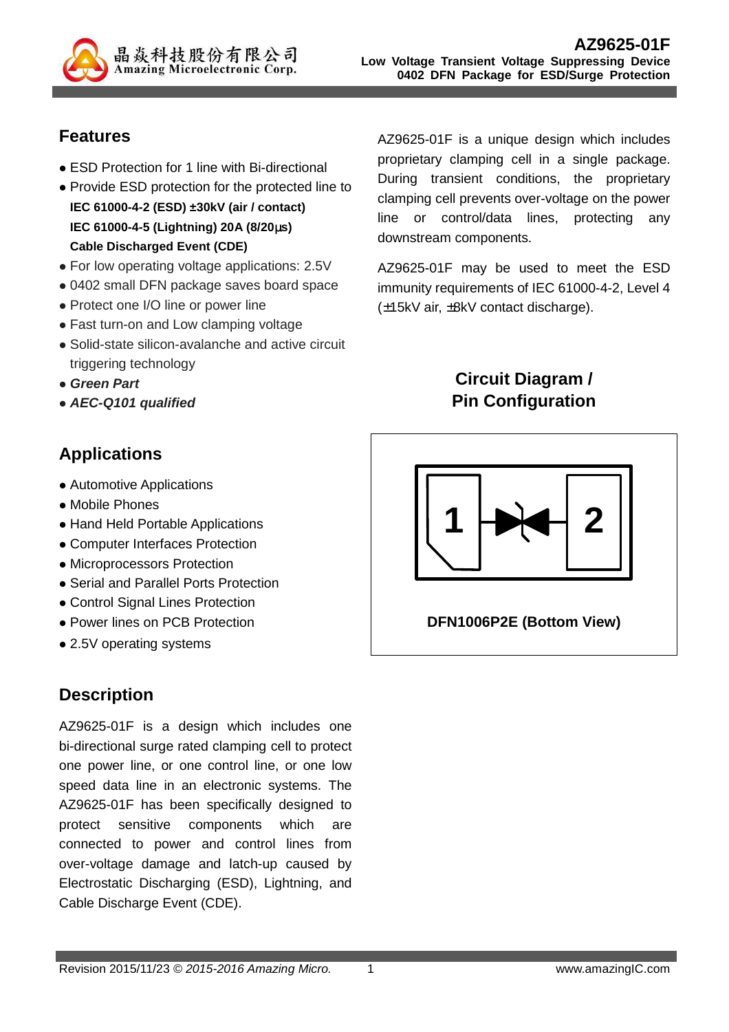晶焱科技股份有限公司
Amazing Microelectronic Corp.

# AZ9625-01F

**Low Voltage Transient Voltage Suppressing Device**
**0402 DFN Package for ESD/Surge Protection**

## Features

- ESD Protection for 1 line with Bi-directional
- Provide ESD protection for the protected line to
  **IEC 61000-4-2 (ESD) ±30kV (air / contact)**
  **IEC 61000-4-5 (Lightning) 20A (8/20µs)**
  **Cable Discharged Event (CDE)**
- For low operating voltage applications: 2.5V
- 0402 small DFN package saves board space
- Protect one I/O line or power line
- Fast turn-on and Low clamping voltage
- Solid-state silicon-avalanche and active circuit triggering technology
- ***Green Part***
- ***AEC-Q101 qualified***

## Applications

- Automotive Applications
- Mobile Phones
- Hand Held Portable Applications
- Computer Interfaces Protection
- Microprocessors Protection
- Serial and Parallel Ports Protection
- Control Signal Lines Protection
- Power lines on PCB Protection
- 2.5V operating systems

## Description

AZ9625-01F is a design which includes one bi-directional surge rated clamping cell to protect one power line, or one control line, or one low speed data line in an electronic systems. The AZ9625-01F has been specifically designed to protect sensitive components which are connected to power and control lines from over-voltage damage and latch-up caused by Electrostatic Discharging (ESD), Lightning, and Cable Discharge Event (CDE).

AZ9625-01F is a unique design which includes proprietary clamping cell in a single package. During transient conditions, the proprietary clamping cell prevents over-voltage on the power line or control/data lines, protecting any downstream components.

AZ9625-01F may be used to meet the ESD immunity requirements of IEC 61000-4-2, Level 4 (±15kV air, ±8kV contact discharge).

## Circuit Diagram / Pin Configuration

1 2

**DFN1006P2E (Bottom View)**

Revision 2015/11/23 © *2015-2016 Amazing Micro.* www.amazingIC.com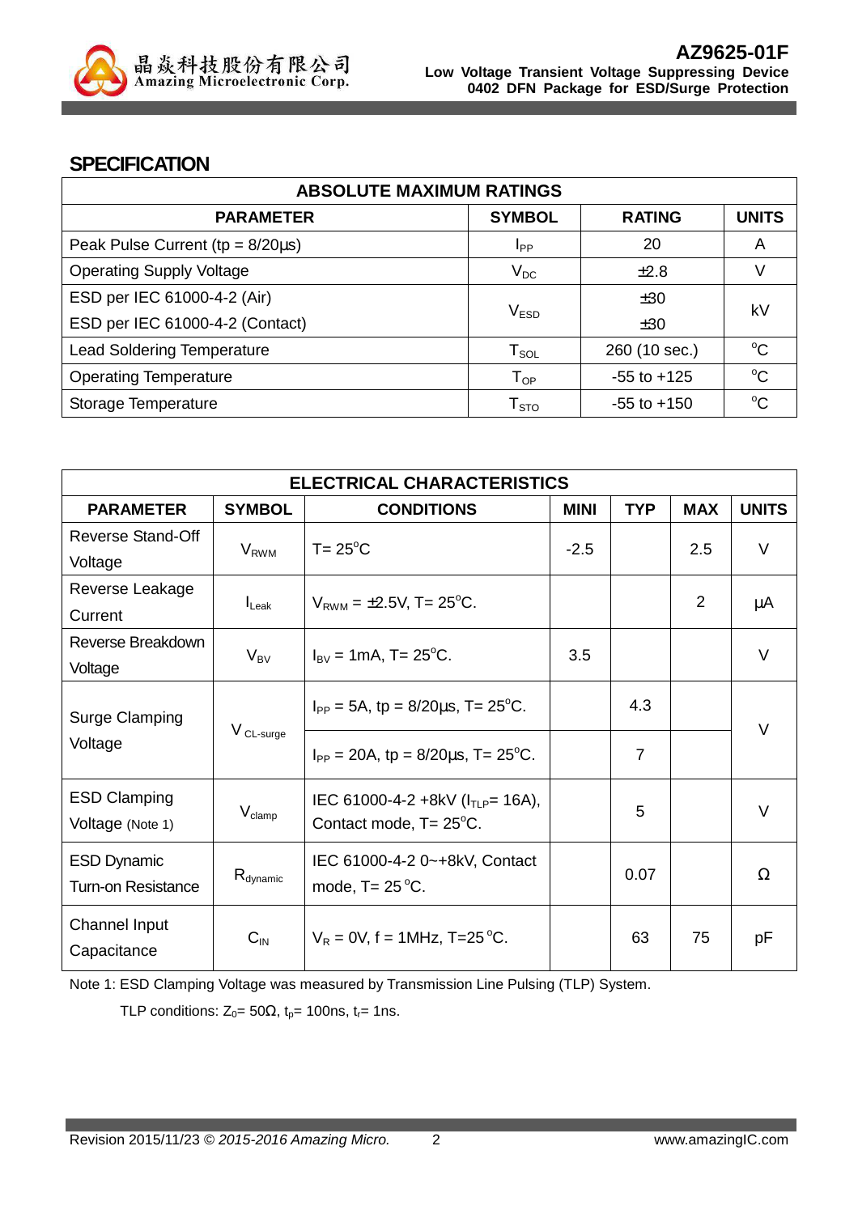## SPECIFICATION

| ABSOLUTE MAXIMUM RATINGS | | | |
|---|---|---|---|
| **PARAMETER** | **SYMBOL** | **RATING** | **UNITS** |
| Peak Pulse Current (tp = 8/20μs) | $I_{PP}$ | 20 | A |
| Operating Supply Voltage | $V_{DC}$ | ±2.8 | V |
| ESD per IEC 61000-4-2 (Air)<br>ESD per IEC 61000-4-2 (Contact) | $V_{ESD}$ | ±30<br>±30 | kV |
| Lead Soldering Temperature | $T_{SOL}$ | 260 (10 sec.) | $^{o}$C |
| Operating Temperature | $T_{OP}$ | -55 to +125 | $^{o}$C |
| Storage Temperature | $T_{STO}$ | -55 to +150 | $^{o}$C |

| ELECTRICAL CHARACTERISTICS | | | | | | |
|---|---|---|---|---|---|---|
| **PARAMETER** | **SYMBOL** | **CONDITIONS** | **MINI** | **TYP** | **MAX** | **UNITS** |
| Reverse Stand-Off Voltage | $V_{RWM}$ | T= 25$^{o}$C | -2.5 | | 2.5 | V |
| Reverse Leakage Current | $I_{Leak}$ | $V_{RWM}$ = ±2.5V, T= 25$^{o}$C. | | | 2 | μA |
| Reverse Breakdown Voltage | $V_{BV}$ | $I_{BV}$ = 1mA, T= 25$^{o}$C. | 3.5 | | | V |
| Surge Clamping Voltage | $V_{CL\text{-}surge}$ | $I_{PP}$ = 5A, tp = 8/20μs, T= 25$^{o}$C. | | 4.3 | | V |
| | | $I_{PP}$ = 20A, tp = 8/20μs, T= 25$^{o}$C. | | 7 | | |
| ESD Clamping Voltage (Note 1) | $V_{clamp}$ | IEC 61000-4-2 +8kV ($I_{TLP}$= 16A), Contact mode, T= 25$^{o}$C. | | 5 | | V |
| ESD Dynamic Turn-on Resistance | $R_{dynamic}$ | IEC 61000-4-2 0~+8kV, Contact mode, T= 25$^{o}$C. | | 0.07 | | Ω |
| Channel Input Capacitance | $C_{IN}$ | $V_R$ = 0V, f = 1MHz, T=25$^{o}$C. | | 63 | 75 | pF |

Note 1: ESD Clamping Voltage was measured by Transmission Line Pulsing (TLP) System.

TLP conditions: $Z_0$= 50Ω, $t_p$= 100ns, $t_r$= 1ns.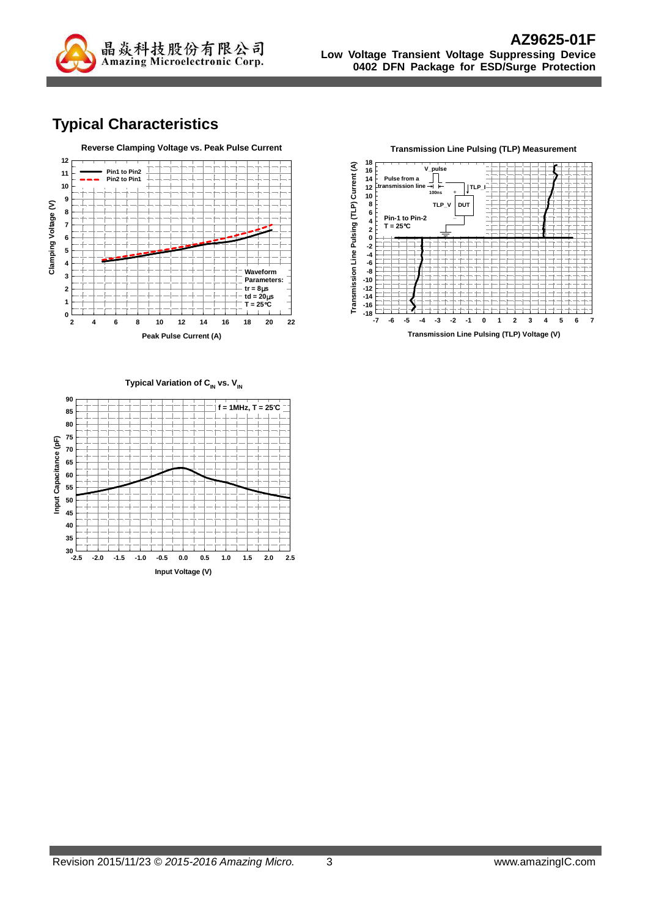## Typical Characteristics

**Reverse Clamping Voltage vs. Peak Pulse Current**

Clamping Voltage (V) vs. Peak Pulse Current (A)

- Pin1 to Pin2
- Pin2 to Pin1

Waveform Parameters:
tr = 8μs
td = 20μs
T = 25°C

**Transmission Line Pulsing (TLP) Measurement**

Transmission Line Pulsing (TLP) Current (A) vs. Transmission Line Pulsing (TLP) Voltage (V)

V_pulse
Pulse from a transmission line
100ns
TLP_I
TLP_V
DUT
Pin-1 to Pin-2
T = 25°C

**Typical Variation of $C_{IN}$ vs. $V_{IN}$**

Input Capacitance (pF) vs. Input Voltage (V)

f = 1MHz, T = 25°C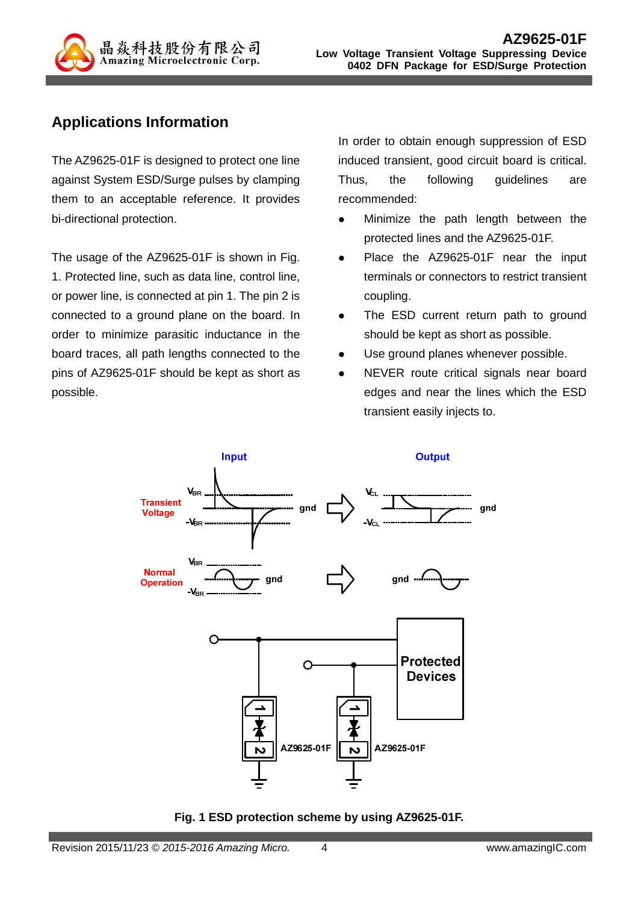## Applications Information

The AZ9625-01F is designed to protect one line against System ESD/Surge pulses by clamping them to an acceptable reference. It provides bi-directional protection.

The usage of the AZ9625-01F is shown in Fig. 1. Protected line, such as data line, control line, or power line, is connected at pin 1. The pin 2 is connected to a ground plane on the board. In order to minimize parasitic inductance in the board traces, all path lengths connected to the pins of AZ9625-01F should be kept as short as possible.

In order to obtain enough suppression of ESD induced transient, good circuit board is critical. Thus, the following guidelines are recommended:

- Minimize the path length between the protected lines and the AZ9625-01F.
- Place the AZ9625-01F near the input terminals or connectors to restrict transient coupling.
- The ESD current return path to ground should be kept as short as possible.
- Use ground planes whenever possible.
- NEVER route critical signals near board edges and near the lines which the ESD transient easily injects to.

**Fig. 1 ESD protection scheme by using AZ9625-01F.**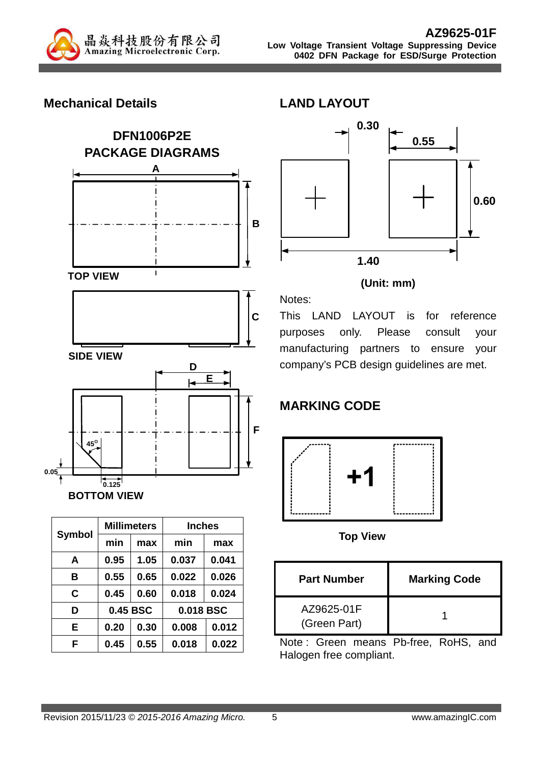## Mechanical Details

### DFN1006P2E PACKAGE DIAGRAMS

TOP VIEW

SIDE VIEW

BOTTOM VIEW

| Symbol | Millimeters | | Inches | |
|---|---|---|---|---|
| | min | max | min | max |
| A | 0.95 | 1.05 | 0.037 | 0.041 |
| B | 0.55 | 0.65 | 0.022 | 0.026 |
| C | 0.45 | 0.60 | 0.018 | 0.024 |
| D | 0.45 BSC | | 0.018 BSC | |
| E | 0.20 | 0.30 | 0.008 | 0.012 |
| F | 0.45 | 0.55 | 0.018 | 0.022 |

## LAND LAYOUT

0.30

0.55

0.60

1.40

**(Unit: mm)**

Notes:

This LAND LAYOUT is for reference purposes only. Please consult your manufacturing partners to ensure your company's PCB design guidelines are met.

## MARKING CODE

+1

**Top View**

| Part Number | Marking Code |
|---|---|
| AZ9625-01F (Green Part) | 1 |

Note : Green means Pb-free, RoHS, and Halogen free compliant.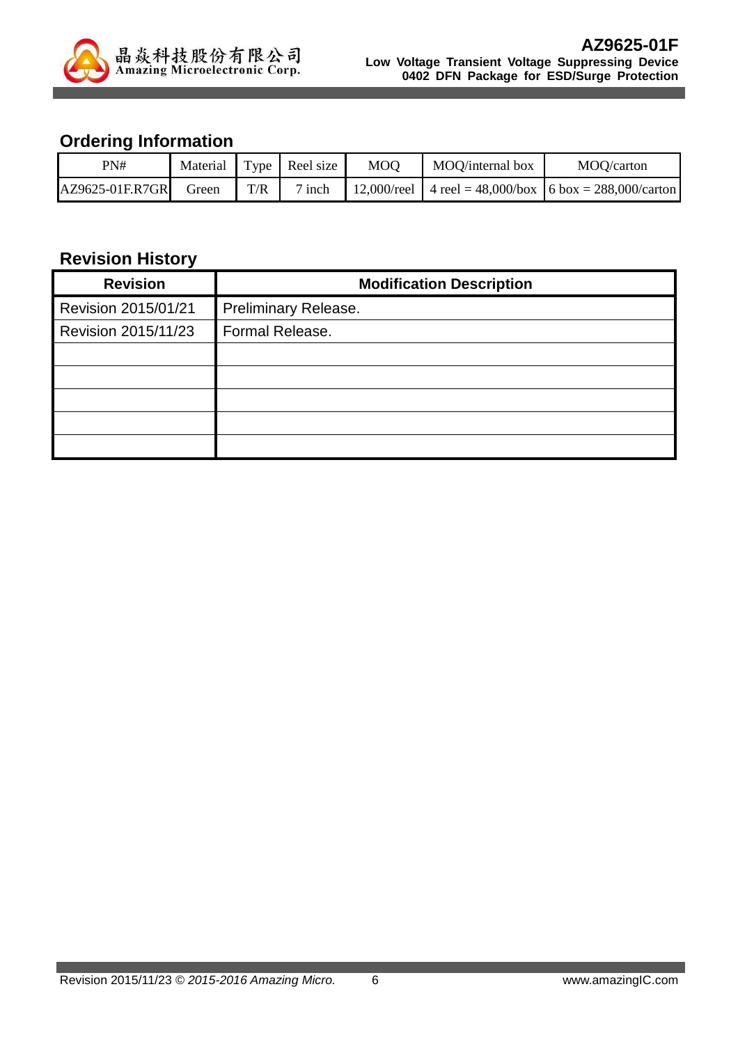## Ordering Information

| PN# | Material | Type | Reel size | MOQ | MOQ/internal box | MOQ/carton |
|---|---|---|---|---|---|---|
| AZ9625-01F.R7GR | Green | T/R | 7 inch | 12,000/reel | 4 reel = 48,000/box | 6 box = 288,000/carton |

## Revision History

| Revision | Modification Description |
|---|---|
| Revision 2015/01/21 | Preliminary Release. |
| Revision 2015/11/23 | Formal Release. |
| | |
| | |
| | |
| | |
| | |